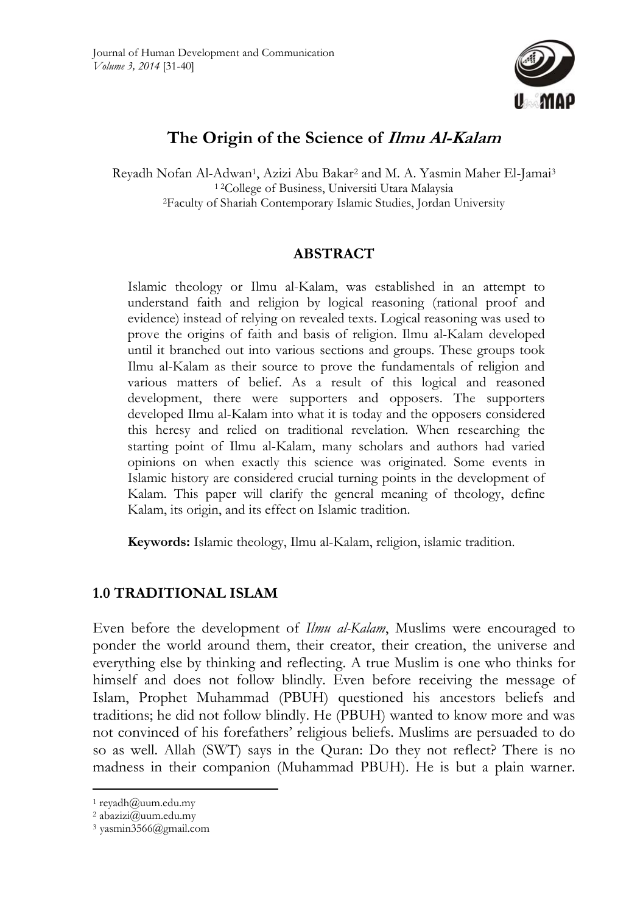# The Origin of the Science of *Ilmu Al-Kalam*

Reyadh Nofan Al-Adwan[1], Azizi Abu Bakar[2] and M. A. Yasmin Maher El-Jamai[3]

[1 2]College of Business, Universiti Utara Malaysia

[2]Faculty of Shariah Contemporary Islamic Studies, Jordan University

## ABSTRACT

Islamic theology or Ilmu al-Kalam, was established in an attempt to understand faith and religion by logical reasoning (rational proof and evidence) instead of relying on revealed texts. Logical reasoning was used to prove the origins of faith and basis of religion. Ilmu al-Kalam developed until it branched out into various sections and groups. These groups took Ilmu al-Kalam as their source to prove the fundamentals of religion and various matters of belief. As a result of this logical and reasoned development, there were supporters and opposers. The supporters developed Ilmu al-Kalam into what it is today and the opposers considered this heresy and relied on traditional revelation. When researching the starting point of Ilmu al-Kalam, many scholars and authors had varied opinions on when exactly this science was originated. Some events in Islamic history are considered crucial turning points in the development of Kalam. This paper will clarify the general meaning of theology, define Kalam, its origin, and its effect on Islamic tradition.

**Keywords:** Islamic theology, Ilmu al-Kalam, religion, islamic tradition.

## 1.0 TRADITIONAL ISLAM

Even before the development of *Ilmu al-Kalam*, Muslims were encouraged to ponder the world around them, their creator, their creation, the universe and everything else by thinking and reflecting. A true Muslim is one who thinks for himself and does not follow blindly. Even before receiving the message of Islam, Prophet Muhammad (PBUH) questioned his ancestors beliefs and traditions; he did not follow blindly. He (PBUH) wanted to know more and was not convinced of his forefathers' religious beliefs. Muslims are persuaded to do so as well. Allah (SWT) says in the Quran: Do they not reflect? There is no madness in their companion (Muhammad PBUH). He is but a plain warner.

---

[1] reyadh@uum.edu.my

[2] abazizi@uum.edu.my

[3] yasmin3566@gmail.com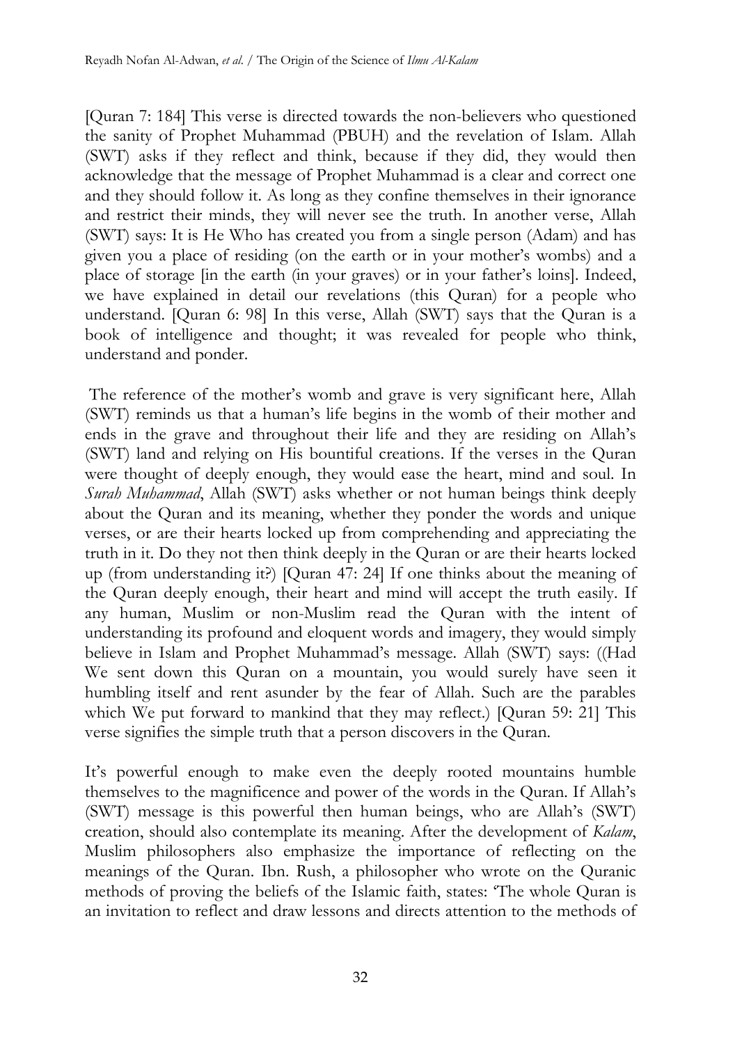[Quran 7: 184] This verse is directed towards the non-believers who questioned the sanity of Prophet Muhammad (PBUH) and the revelation of Islam. Allah (SWT) asks if they reflect and think, because if they did, they would then acknowledge that the message of Prophet Muhammad is a clear and correct one and they should follow it. As long as they confine themselves in their ignorance and restrict their minds, they will never see the truth. In another verse, Allah (SWT) says: It is He Who has created you from a single person (Adam) and has given you a place of residing (on the earth or in your mother's wombs) and a place of storage [in the earth (in your graves) or in your father's loins]. Indeed, we have explained in detail our revelations (this Quran) for a people who understand. [Quran 6: 98] In this verse, Allah (SWT) says that the Quran is a book of intelligence and thought; it was revealed for people who think, understand and ponder.

The reference of the mother's womb and grave is very significant here, Allah (SWT) reminds us that a human's life begins in the womb of their mother and ends in the grave and throughout their life and they are residing on Allah's (SWT) land and relying on His bountiful creations. If the verses in the Quran were thought of deeply enough, they would ease the heart, mind and soul. In *Surah Muhammad*, Allah (SWT) asks whether or not human beings think deeply about the Quran and its meaning, whether they ponder the words and unique verses, or are their hearts locked up from comprehending and appreciating the truth in it. Do they not then think deeply in the Quran or are their hearts locked up (from understanding it?) [Quran 47: 24] If one thinks about the meaning of the Quran deeply enough, their heart and mind will accept the truth easily. If any human, Muslim or non-Muslim read the Quran with the intent of understanding its profound and eloquent words and imagery, they would simply believe in Islam and Prophet Muhammad's message. Allah (SWT) says: ((Had We sent down this Quran on a mountain, you would surely have seen it humbling itself and rent asunder by the fear of Allah. Such are the parables which We put forward to mankind that they may reflect.) [Quran 59: 21] This verse signifies the simple truth that a person discovers in the Quran.

It's powerful enough to make even the deeply rooted mountains humble themselves to the magnificence and power of the words in the Quran. If Allah's (SWT) message is this powerful then human beings, who are Allah's (SWT) creation, should also contemplate its meaning. After the development of *Kalam*, Muslim philosophers also emphasize the importance of reflecting on the meanings of the Quran. Ibn. Rush, a philosopher who wrote on the Quranic methods of proving the beliefs of the Islamic faith, states: 'The whole Quran is an invitation to reflect and draw lessons and directs attention to the methods of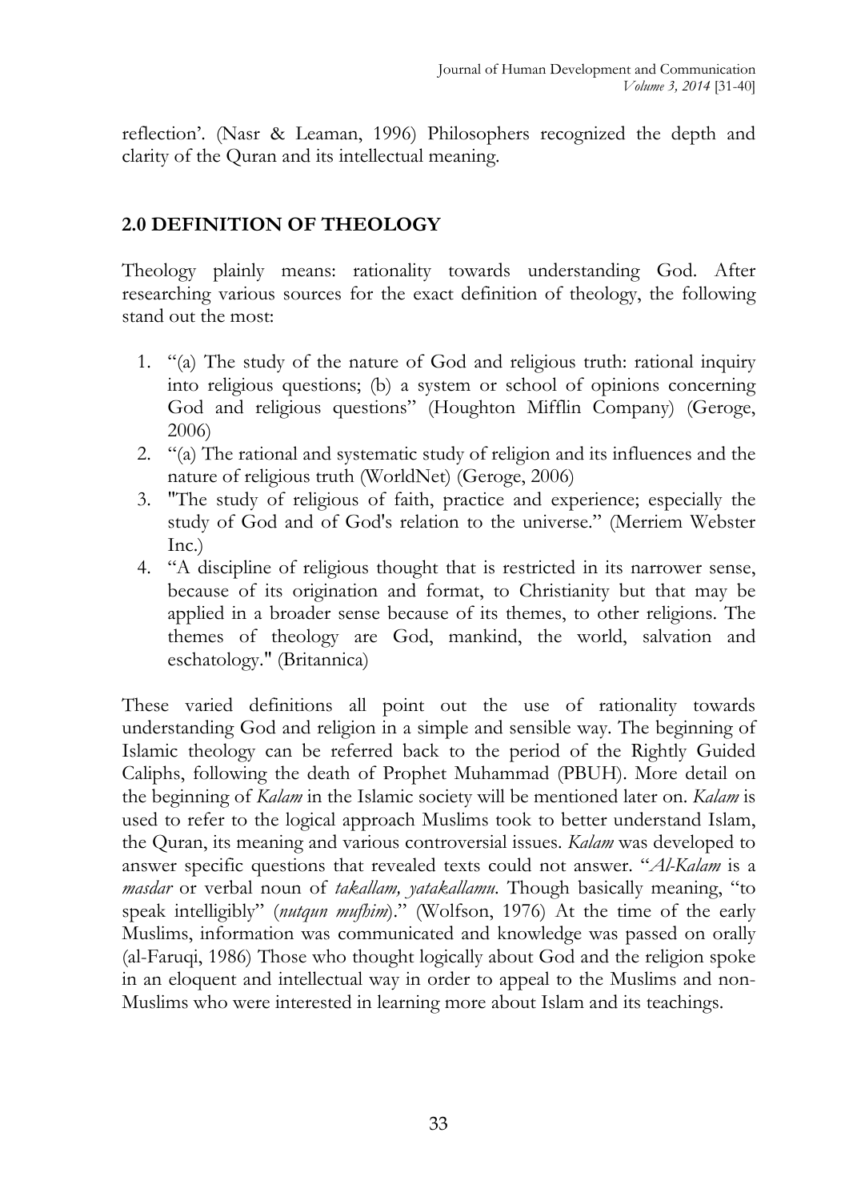reflection'. (Nasr & Leaman, 1996) Philosophers recognized the depth and clarity of the Quran and its intellectual meaning.

## 2.0 DEFINITION OF THEOLOGY

Theology plainly means: rationality towards understanding God. After researching various sources for the exact definition of theology, the following stand out the most:

1. "(a) The study of the nature of God and religious truth: rational inquiry into religious questions; (b) a system or school of opinions concerning God and religious questions" (Houghton Mifflin Company) (Geroge, 2006)
2. "(a) The rational and systematic study of religion and its influences and the nature of religious truth (WorldNet) (Geroge, 2006)
3. "The study of religious of faith, practice and experience; especially the study of God and of God's relation to the universe." (Merriem Webster Inc.)
4. "A discipline of religious thought that is restricted in its narrower sense, because of its origination and format, to Christianity but that may be applied in a broader sense because of its themes, to other religions. The themes of theology are God, mankind, the world, salvation and eschatology." (Britannica)

These varied definitions all point out the use of rationality towards understanding God and religion in a simple and sensible way. The beginning of Islamic theology can be referred back to the period of the Rightly Guided Caliphs, following the death of Prophet Muhammad (PBUH). More detail on the beginning of *Kalam* in the Islamic society will be mentioned later on. *Kalam* is used to refer to the logical approach Muslims took to better understand Islam, the Quran, its meaning and various controversial issues. *Kalam* was developed to answer specific questions that revealed texts could not answer. "*Al-Kalam* is a *masdar* or verbal noun of *takallam, yatakallamu*. Though basically meaning, "to speak intelligibly" (*nutqun mufhim*)." (Wolfson, 1976) At the time of the early Muslims, information was communicated and knowledge was passed on orally (al-Faruqi, 1986) Those who thought logically about God and the religion spoke in an eloquent and intellectual way in order to appeal to the Muslims and non-Muslims who were interested in learning more about Islam and its teachings.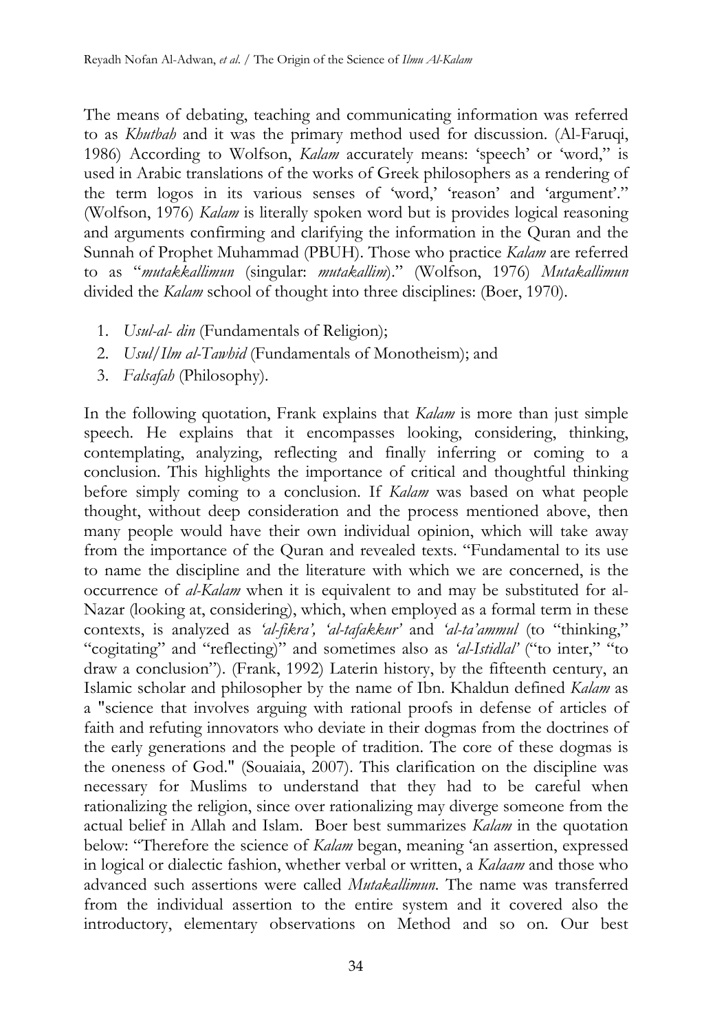The means of debating, teaching and communicating information was referred to as *Khutbah* and it was the primary method used for discussion. (Al-Faruqi, 1986) According to Wolfson, *Kalam* accurately means: 'speech' or 'word," is used in Arabic translations of the works of Greek philosophers as a rendering of the term logos in its various senses of 'word,' 'reason' and 'argument'." (Wolfson, 1976) *Kalam* is literally spoken word but is provides logical reasoning and arguments confirming and clarifying the information in the Quran and the Sunnah of Prophet Muhammad (PBUH). Those who practice *Kalam* are referred to as "*mutakkallimun* (singular: *mutakallim*)." (Wolfson, 1976) *Mutakallimun* divided the *Kalam* school of thought into three disciplines: (Boer, 1970).

1. *Usul-al- din* (Fundamentals of Religion);
2. *Usul/Ilm al-Tawhid* (Fundamentals of Monotheism); and
3. *Falsafah* (Philosophy).

In the following quotation, Frank explains that *Kalam* is more than just simple speech. He explains that it encompasses looking, considering, thinking, contemplating, analyzing, reflecting and finally inferring or coming to a conclusion. This highlights the importance of critical and thoughtful thinking before simply coming to a conclusion. If *Kalam* was based on what people thought, without deep consideration and the process mentioned above, then many people would have their own individual opinion, which will take away from the importance of the Quran and revealed texts. "Fundamental to its use to name the discipline and the literature with which we are concerned, is the occurrence of *al-Kalam* when it is equivalent to and may be substituted for al-Nazar (looking at, considering), which, when employed as a formal term in these contexts, is analyzed as *'al-fikra', 'al-tafakkur'* and *'al-ta'ammul* (to "thinking," "cogitating" and "reflecting)" and sometimes also as *'al-Istidlal'* ("to inter," "to draw a conclusion"). (Frank, 1992) Laterin history, by the fifteenth century, an Islamic scholar and philosopher by the name of Ibn. Khaldun defined *Kalam* as a "science that involves arguing with rational proofs in defense of articles of faith and refuting innovators who deviate in their dogmas from the doctrines of the early generations and the people of tradition. The core of these dogmas is the oneness of God." (Souaiaia, 2007). This clarification on the discipline was necessary for Muslims to understand that they had to be careful when rationalizing the religion, since over rationalizing may diverge someone from the actual belief in Allah and Islam. Boer best summarizes *Kalam* in the quotation below: "Therefore the science of *Kalam* began, meaning 'an assertion, expressed in logical or dialectic fashion, whether verbal or written, a *Kalaam* and those who advanced such assertions were called *Mutakallimun*. The name was transferred from the individual assertion to the entire system and it covered also the introductory, elementary observations on Method and so on. Our best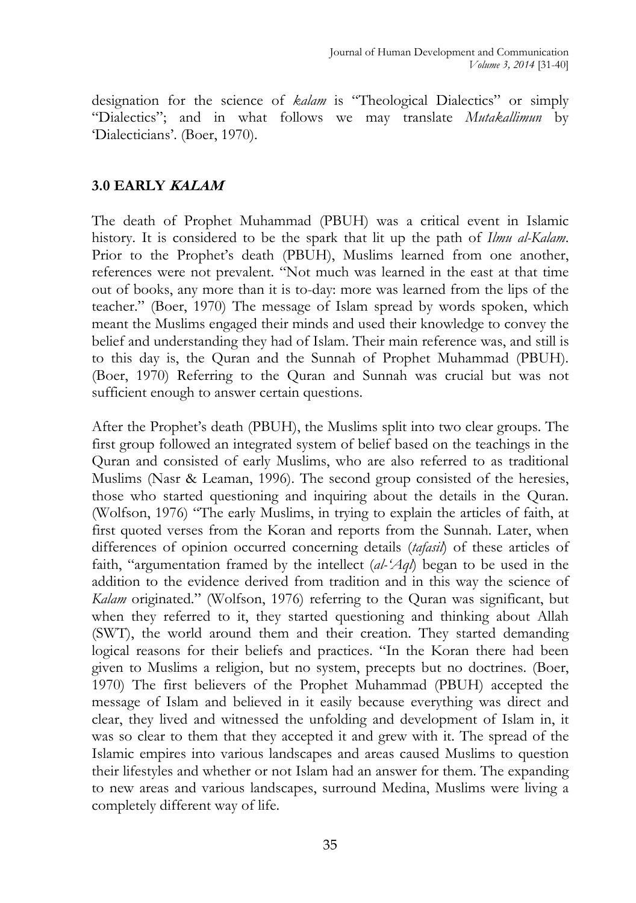designation for the science of *kalam* is "Theological Dialectics" or simply "Dialectics"; and in what follows we may translate *Mutakallimun* by 'Dialecticians'. (Boer, 1970).

## 3.0 EARLY *KALAM*

The death of Prophet Muhammad (PBUH) was a critical event in Islamic history. It is considered to be the spark that lit up the path of *Ilmu al-Kalam*. Prior to the Prophet's death (PBUH), Muslims learned from one another, references were not prevalent. "Not much was learned in the east at that time out of books, any more than it is to-day: more was learned from the lips of the teacher." (Boer, 1970) The message of Islam spread by words spoken, which meant the Muslims engaged their minds and used their knowledge to convey the belief and understanding they had of Islam. Their main reference was, and still is to this day is, the Quran and the Sunnah of Prophet Muhammad (PBUH). (Boer, 1970) Referring to the Quran and Sunnah was crucial but was not sufficient enough to answer certain questions.

After the Prophet's death (PBUH), the Muslims split into two clear groups. The first group followed an integrated system of belief based on the teachings in the Quran and consisted of early Muslims, who are also referred to as traditional Muslims (Nasr & Leaman, 1996). The second group consisted of the heresies, those who started questioning and inquiring about the details in the Quran. (Wolfson, 1976) "The early Muslims, in trying to explain the articles of faith, at first quoted verses from the Koran and reports from the Sunnah. Later, when differences of opinion occurred concerning details (*tafasil*) of these articles of faith, "argumentation framed by the intellect (*al-'Aql*) began to be used in the addition to the evidence derived from tradition and in this way the science of *Kalam* originated." (Wolfson, 1976) referring to the Quran was significant, but when they referred to it, they started questioning and thinking about Allah (SWT), the world around them and their creation. They started demanding logical reasons for their beliefs and practices. "In the Koran there had been given to Muslims a religion, but no system, precepts but no doctrines. (Boer, 1970) The first believers of the Prophet Muhammad (PBUH) accepted the message of Islam and believed in it easily because everything was direct and clear, they lived and witnessed the unfolding and development of Islam in, it was so clear to them that they accepted it and grew with it. The spread of the Islamic empires into various landscapes and areas caused Muslims to question their lifestyles and whether or not Islam had an answer for them. The expanding to new areas and various landscapes, surround Medina, Muslims were living a completely different way of life.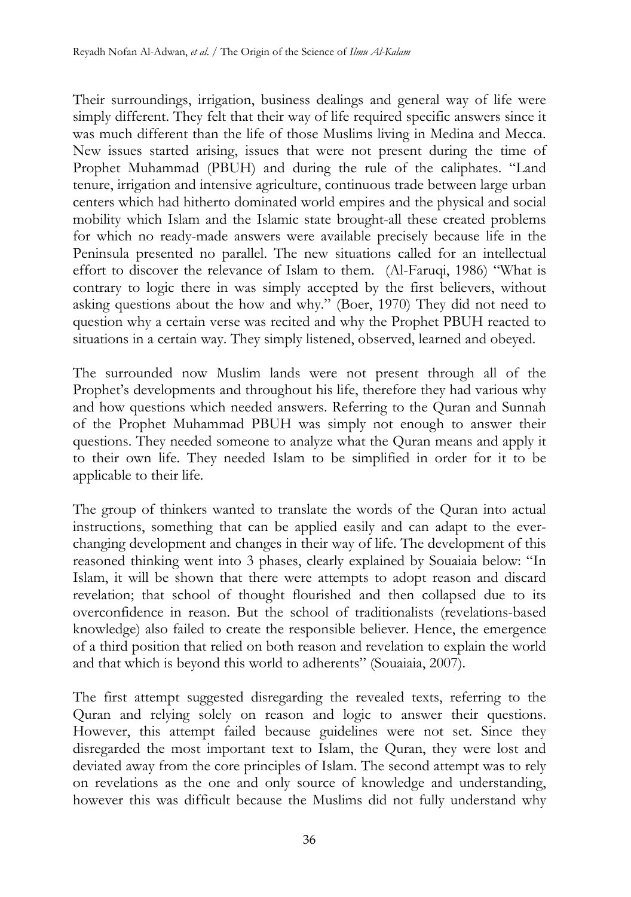Their surroundings, irrigation, business dealings and general way of life were simply different. They felt that their way of life required specific answers since it was much different than the life of those Muslims living in Medina and Mecca. New issues started arising, issues that were not present during the time of Prophet Muhammad (PBUH) and during the rule of the caliphates. "Land tenure, irrigation and intensive agriculture, continuous trade between large urban centers which had hitherto dominated world empires and the physical and social mobility which Islam and the Islamic state brought-all these created problems for which no ready-made answers were available precisely because life in the Peninsula presented no parallel. The new situations called for an intellectual effort to discover the relevance of Islam to them. (Al-Faruqi, 1986) "What is contrary to logic there in was simply accepted by the first believers, without asking questions about the how and why." (Boer, 1970) They did not need to question why a certain verse was recited and why the Prophet PBUH reacted to situations in a certain way. They simply listened, observed, learned and obeyed.

The surrounded now Muslim lands were not present through all of the Prophet's developments and throughout his life, therefore they had various why and how questions which needed answers. Referring to the Quran and Sunnah of the Prophet Muhammad PBUH was simply not enough to answer their questions. They needed someone to analyze what the Quran means and apply it to their own life. They needed Islam to be simplified in order for it to be applicable to their life.

The group of thinkers wanted to translate the words of the Quran into actual instructions, something that can be applied easily and can adapt to the ever-changing development and changes in their way of life. The development of this reasoned thinking went into 3 phases, clearly explained by Souaiaia below: "In Islam, it will be shown that there were attempts to adopt reason and discard revelation; that school of thought flourished and then collapsed due to its overconfidence in reason. But the school of traditionalists (revelations-based knowledge) also failed to create the responsible believer. Hence, the emergence of a third position that relied on both reason and revelation to explain the world and that which is beyond this world to adherents" (Souaiaia, 2007).

The first attempt suggested disregarding the revealed texts, referring to the Quran and relying solely on reason and logic to answer their questions. However, this attempt failed because guidelines were not set. Since they disregarded the most important text to Islam, the Quran, they were lost and deviated away from the core principles of Islam. The second attempt was to rely on revelations as the one and only source of knowledge and understanding, however this was difficult because the Muslims did not fully understand why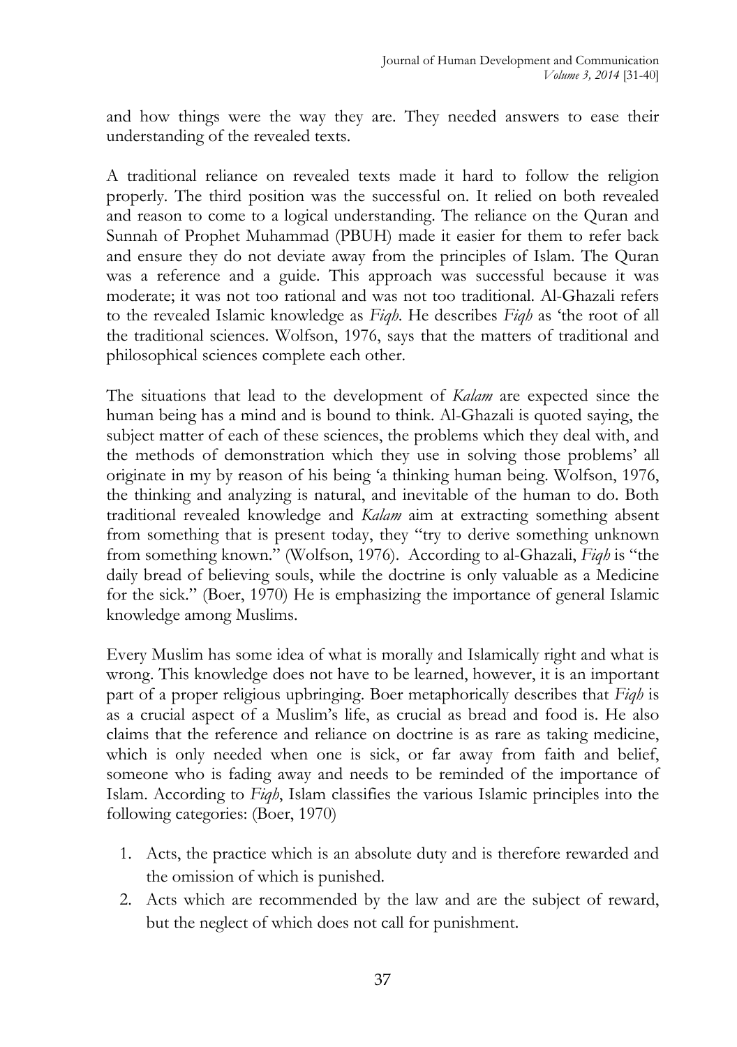and how things were the way they are. They needed answers to ease their understanding of the revealed texts.

A traditional reliance on revealed texts made it hard to follow the religion properly. The third position was the successful on. It relied on both revealed and reason to come to a logical understanding. The reliance on the Quran and Sunnah of Prophet Muhammad (PBUH) made it easier for them to refer back and ensure they do not deviate away from the principles of Islam. The Quran was a reference and a guide. This approach was successful because it was moderate; it was not too rational and was not too traditional. Al-Ghazali refers to the revealed Islamic knowledge as *Fiqh*. He describes *Fiqh* as 'the root of all the traditional sciences. Wolfson, 1976, says that the matters of traditional and philosophical sciences complete each other.

The situations that lead to the development of *Kalam* are expected since the human being has a mind and is bound to think. Al-Ghazali is quoted saying, the subject matter of each of these sciences, the problems which they deal with, and the methods of demonstration which they use in solving those problems' all originate in my by reason of his being 'a thinking human being. Wolfson, 1976, the thinking and analyzing is natural, and inevitable of the human to do. Both traditional revealed knowledge and *Kalam* aim at extracting something absent from something that is present today, they "try to derive something unknown from something known." (Wolfson, 1976). According to al-Ghazali, *Fiqh* is "the daily bread of believing souls, while the doctrine is only valuable as a Medicine for the sick." (Boer, 1970) He is emphasizing the importance of general Islamic knowledge among Muslims.

Every Muslim has some idea of what is morally and Islamically right and what is wrong. This knowledge does not have to be learned, however, it is an important part of a proper religious upbringing. Boer metaphorically describes that *Fiqh* is as a crucial aspect of a Muslim's life, as crucial as bread and food is. He also claims that the reference and reliance on doctrine is as rare as taking medicine, which is only needed when one is sick, or far away from faith and belief, someone who is fading away and needs to be reminded of the importance of Islam. According to *Fiqh*, Islam classifies the various Islamic principles into the following categories: (Boer, 1970)

1. Acts, the practice which is an absolute duty and is therefore rewarded and the omission of which is punished.
2. Acts which are recommended by the law and are the subject of reward, but the neglect of which does not call for punishment.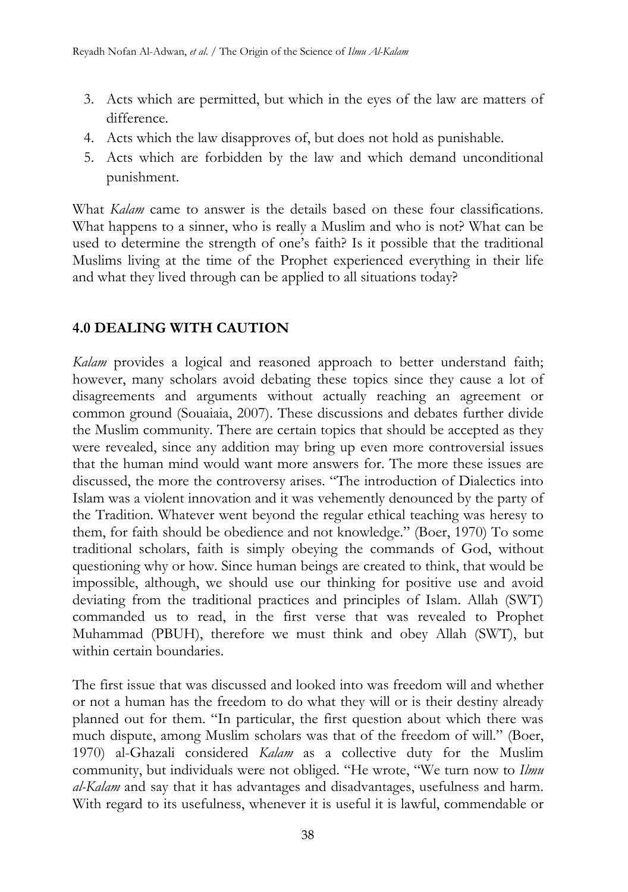3. Acts which are permitted, but which in the eyes of the law are matters of difference.
4. Acts which the law disapproves of, but does not hold as punishable.
5. Acts which are forbidden by the law and which demand unconditional punishment.

What *Kalam* came to answer is the details based on these four classifications. What happens to a sinner, who is really a Muslim and who is not? What can be used to determine the strength of one's faith? Is it possible that the traditional Muslims living at the time of the Prophet experienced everything in their life and what they lived through can be applied to all situations today?

## 4.0 DEALING WITH CAUTION

*Kalam* provides a logical and reasoned approach to better understand faith; however, many scholars avoid debating these topics since they cause a lot of disagreements and arguments without actually reaching an agreement or common ground (Souaiaia, 2007). These discussions and debates further divide the Muslim community. There are certain topics that should be accepted as they were revealed, since any addition may bring up even more controversial issues that the human mind would want more answers for. The more these issues are discussed, the more the controversy arises. "The introduction of Dialectics into Islam was a violent innovation and it was vehemently denounced by the party of the Tradition. Whatever went beyond the regular ethical teaching was heresy to them, for faith should be obedience and not knowledge." (Boer, 1970) To some traditional scholars, faith is simply obeying the commands of God, without questioning why or how. Since human beings are created to think, that would be impossible, although, we should use our thinking for positive use and avoid deviating from the traditional practices and principles of Islam. Allah (SWT) commanded us to read, in the first verse that was revealed to Prophet Muhammad (PBUH), therefore we must think and obey Allah (SWT), but within certain boundaries.

The first issue that was discussed and looked into was freedom will and whether or not a human has the freedom to do what they will or is their destiny already planned out for them. "In particular, the first question about which there was much dispute, among Muslim scholars was that of the freedom of will." (Boer, 1970) al-Ghazali considered *Kalam* as a collective duty for the Muslim community, but individuals were not obliged. "He wrote, "We turn now to *Ilmu al-Kalam* and say that it has advantages and disadvantages, usefulness and harm. With regard to its usefulness, whenever it is useful it is lawful, commendable or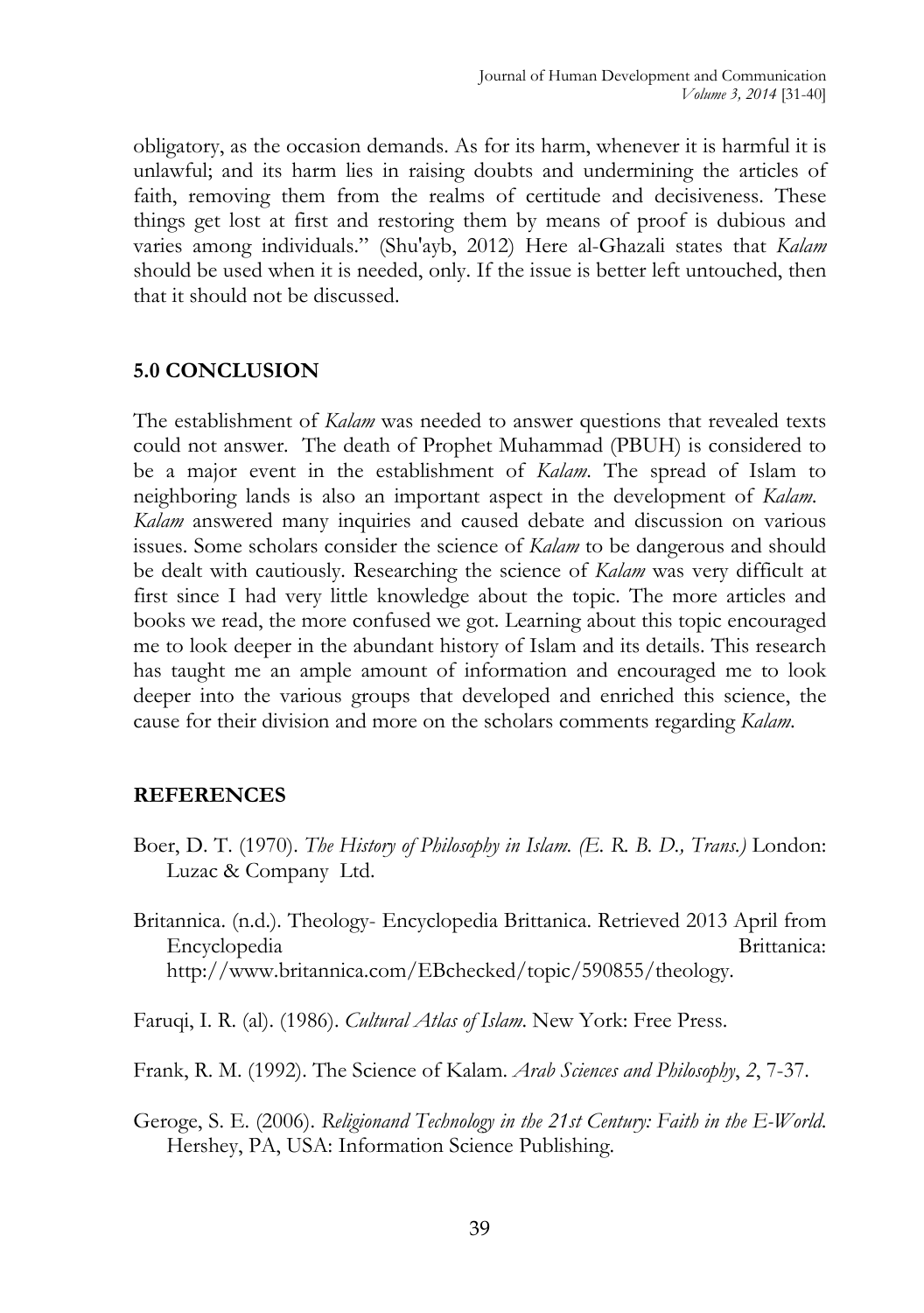obligatory, as the occasion demands. As for its harm, whenever it is harmful it is unlawful; and its harm lies in raising doubts and undermining the articles of faith, removing them from the realms of certitude and decisiveness. These things get lost at first and restoring them by means of proof is dubious and varies among individuals." (Shu'ayb, 2012) Here al-Ghazali states that *Kalam* should be used when it is needed, only. If the issue is better left untouched, then that it should not be discussed.

## 5.0 CONCLUSION

The establishment of *Kalam* was needed to answer questions that revealed texts could not answer. The death of Prophet Muhammad (PBUH) is considered to be a major event in the establishment of *Kalam*. The spread of Islam to neighboring lands is also an important aspect in the development of *Kalam*. *Kalam* answered many inquiries and caused debate and discussion on various issues. Some scholars consider the science of *Kalam* to be dangerous and should be dealt with cautiously. Researching the science of *Kalam* was very difficult at first since I had very little knowledge about the topic. The more articles and books we read, the more confused we got. Learning about this topic encouraged me to look deeper in the abundant history of Islam and its details. This research has taught me an ample amount of information and encouraged me to look deeper into the various groups that developed and enriched this science, the cause for their division and more on the scholars comments regarding *Kalam*.

## REFERENCES

Boer, D. T. (1970). *The History of Philosophy in Islam. (E. R. B. D., Trans.)* London: Luzac & Company Ltd.

Britannica. (n.d.). Theology- Encyclopedia Brittanica. Retrieved 2013 April from Encyclopedia Brittanica: http://www.britannica.com/EBchecked/topic/590855/theology.

Faruqi, I. R. (al). (1986). *Cultural Atlas of Islam*. New York: Free Press.

Frank, R. M. (1992). The Science of Kalam. *Arab Sciences and Philosophy*, *2*, 7-37.

Geroge, S. E. (2006). *Religionand Technology in the 21st Century: Faith in the E-World.* Hershey, PA, USA: Information Science Publishing.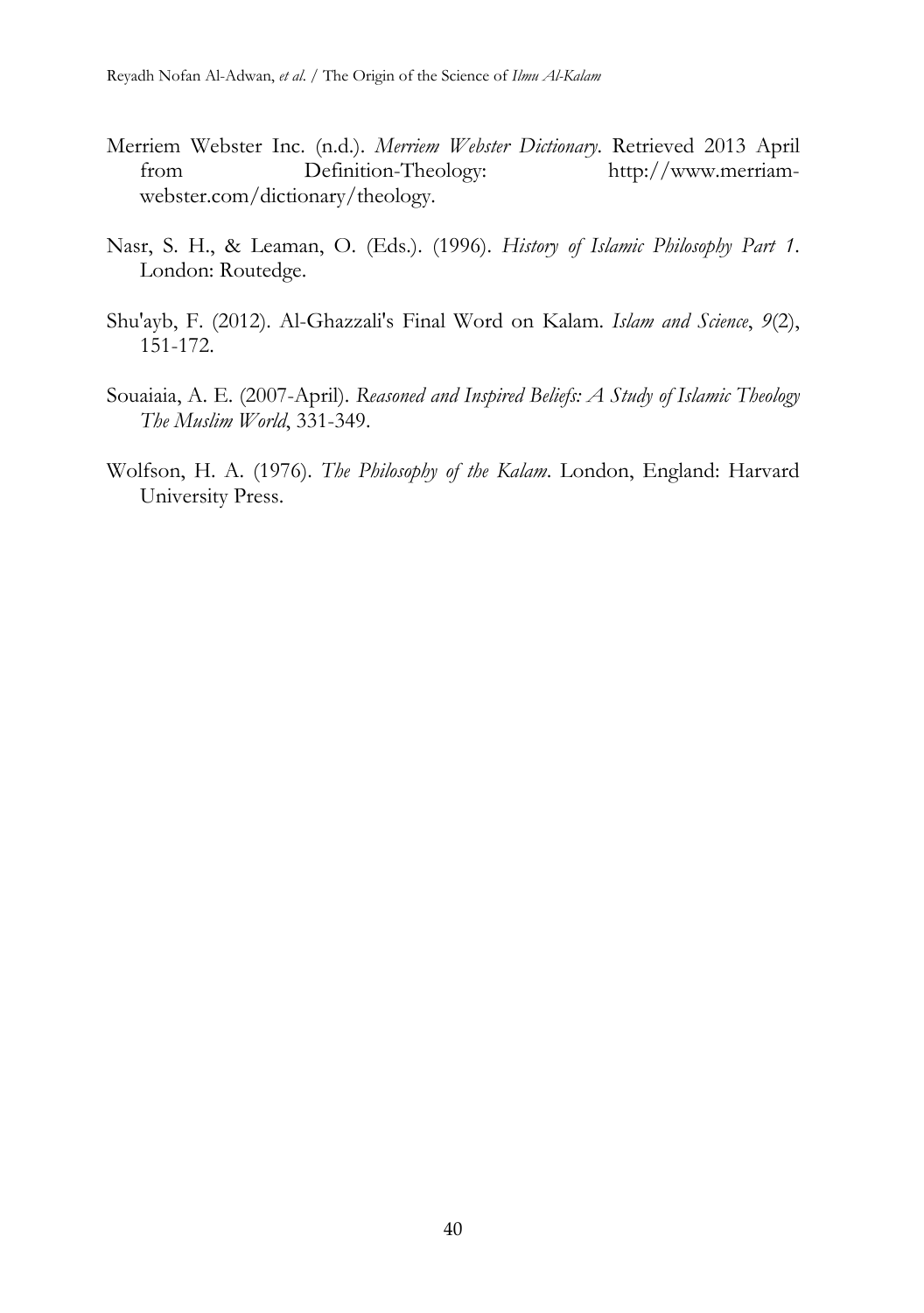Merriem Webster Inc. (n.d.). *Merriem Webster Dictionary*. Retrieved 2013 April from Definition-Theology: http://www.merriam-webster.com/dictionary/theology.

Nasr, S. H., & Leaman, O. (Eds.). (1996). *History of Islamic Philosophy Part 1*. London: Routedge.

Shu'ayb, F. (2012). Al-Ghazzali's Final Word on Kalam. *Islam and Science*, *9*(2), 151-172.

Souaiaia, A. E. (2007-April). *Reasoned and Inspired Beliefs: A Study of Islamic Theology The Muslim World*, 331-349.

Wolfson, H. A. (1976). *The Philosophy of the Kalam*. London, England: Harvard University Press.